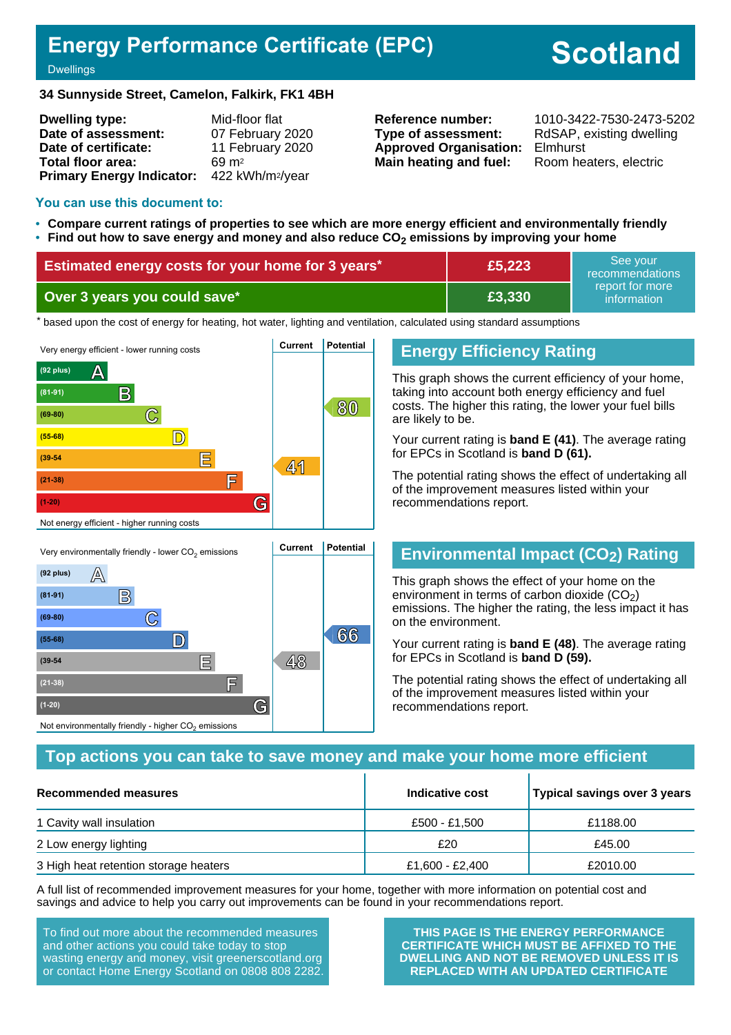# Energy Performance Certificate (EPC)

Dwellings

**Scotland**

**34 Sunnyside Street, Camelon, Falkirk, FK1 4BH**

| | |
|---|---|
| **Dwelling type:** | Mid-floor flat |
| **Date of assessment:** | 07 February 2020 |
| **Date of certificate:** | 11 February 2020 |
| **Total floor area:** | 69 m² |
| **Primary Energy Indicator:** | 422 kWh/m²/year |

| | |
|---|---|
| **Reference number:** | 1010-3422-7530-2473-5202 |
| **Type of assessment:** | RdSAP, existing dwelling |
| **Approved Organisation:** | Elmhurst |
| **Main heating and fuel:** | Room heaters, electric |

## You can use this document to:

- **Compare current ratings of properties to see which are more energy efficient and environmentally friendly**
- **Find out how to save energy and money and also reduce $CO_2$ emissions by improving your home**

| | | |
|---|---|---|
| **Estimated energy costs for your home for 3 years*** | **£5,223** | See your recommendations report for more information |
| **Over 3 years you could save*** | **£3,330** | |

* based upon the cost of energy for heating, hot water, lighting and ventilation, calculated using standard assumptions

Very energy efficient - lower running costs

| Rating | Current | Potential |
|---|---|---|
| (92 plus) A | | |
| (81-91) B | | |
| (69-80) C | | 80 |
| (55-68) D | | |
| (39-54) E | 41 | |
| (21-38) F | | |
| (1-20) G | | |

Not energy efficient - higher running costs

## Energy Efficiency Rating

This graph shows the current efficiency of your home, taking into account both energy efficiency and fuel costs. The higher this rating, the lower your fuel bills are likely to be.

Your current rating is **band E (41)**. The average rating for EPCs in Scotland is **band D (61).**

The potential rating shows the effect of undertaking all of the improvement measures listed within your recommendations report.

Very environmentally friendly - lower $CO_2$ emissions

| Rating | Current | Potential |
|---|---|---|
| (92 plus) A | | |
| (81-91) B | | |
| (69-80) C | | |
| (55-68) D | | 66 |
| (39-54) E | 48 | |
| (21-38) F | | |
| (1-20) G | | |

Not environmentally friendly - higher $CO_2$ emissions

## Environmental Impact ($CO_2$) Rating

This graph shows the effect of your home on the environment in terms of carbon dioxide ($CO_2$) emissions. The higher the rating, the less impact it has on the environment.

Your current rating is **band E (48)**. The average rating for EPCs in Scotland is **band D (59).**

The potential rating shows the effect of undertaking all of the improvement measures listed within your recommendations report.

## Top actions you can take to save money and make your home more efficient

| Recommended measures | Indicative cost | Typical savings over 3 years |
|---|---|---|
| 1 Cavity wall insulation | £500 - £1,500 | £1188.00 |
| 2 Low energy lighting | £20 | £45.00 |
| 3 High heat retention storage heaters | £1,600 - £2,400 | £2010.00 |

A full list of recommended improvement measures for your home, together with more information on potential cost and savings and advice to help you carry out improvements can be found in your recommendations report.

To find out more about the recommended measures and other actions you could take today to stop wasting energy and money, visit greenerscotland.org or contact Home Energy Scotland on 0808 808 2282.

**THIS PAGE IS THE ENERGY PERFORMANCE CERTIFICATE WHICH MUST BE AFFIXED TO THE DWELLING AND NOT BE REMOVED UNLESS IT IS REPLACED WITH AN UPDATED CERTIFICATE**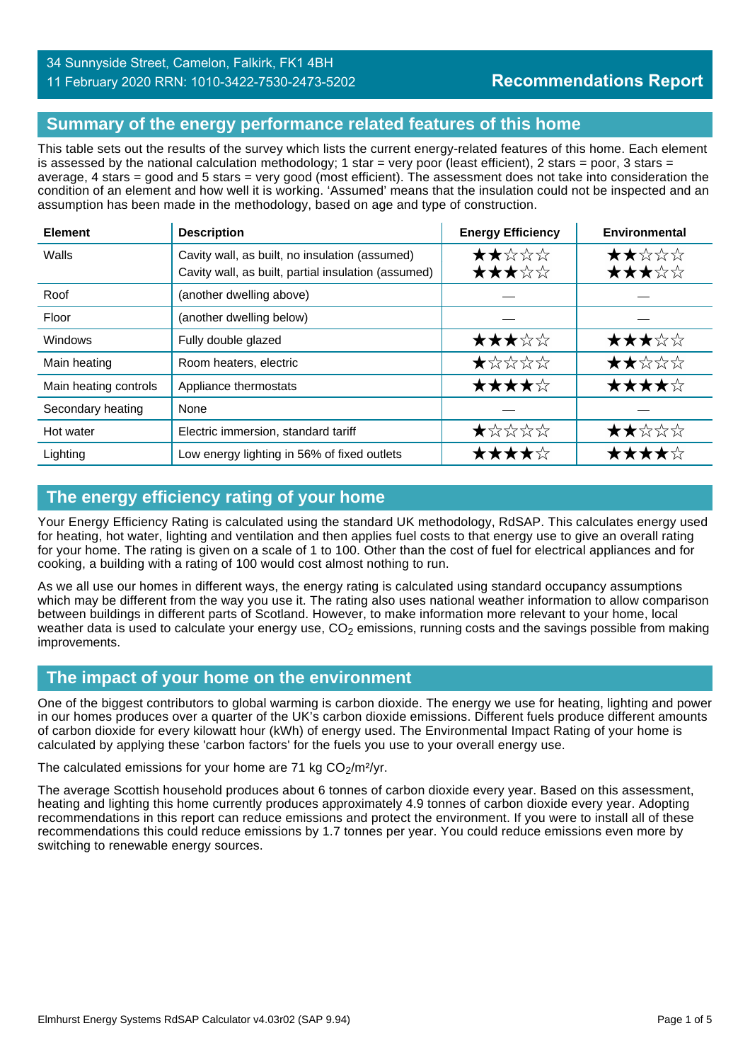34 Sunnyside Street, Camelon, Falkirk, FK1 4BH
11 February 2020 RRN: 1010-3422-7530-2473-5202

# Recommendations Report

## Summary of the energy performance related features of this home

This table sets out the results of the survey which lists the current energy-related features of this home. Each element is assessed by the national calculation methodology; 1 star = very poor (least efficient), 2 stars = poor, 3 stars = average, 4 stars = good and 5 stars = very good (most efficient). The assessment does not take into consideration the condition of an element and how well it is working. 'Assumed' means that the insulation could not be inspected and an assumption has been made in the methodology, based on age and type of construction.

| Element | Description | Energy Efficiency | Environmental |
|---|---|---|---|
| Walls | Cavity wall, as built, no insulation (assumed)<br>Cavity wall, as built, partial insulation (assumed) | ★★☆☆☆<br>★★★☆☆ | ★★☆☆☆<br>★★★☆☆ |
| Roof | (another dwelling above) | — | — |
| Floor | (another dwelling below) | — | — |
| Windows | Fully double glazed | ★★★☆☆ | ★★★☆☆ |
| Main heating | Room heaters, electric | ★☆☆☆☆ | ★★☆☆☆ |
| Main heating controls | Appliance thermostats | ★★★★☆ | ★★★★☆ |
| Secondary heating | None | — | — |
| Hot water | Electric immersion, standard tariff | ★☆☆☆☆ | ★★☆☆☆ |
| Lighting | Low energy lighting in 56% of fixed outlets | ★★★★☆ | ★★★★☆ |

## The energy efficiency rating of your home

Your Energy Efficiency Rating is calculated using the standard UK methodology, RdSAP. This calculates energy used for heating, hot water, lighting and ventilation and then applies fuel costs to that energy use to give an overall rating for your home. The rating is given on a scale of 1 to 100. Other than the cost of fuel for electrical appliances and for cooking, a building with a rating of 100 would cost almost nothing to run.

As we all use our homes in different ways, the energy rating is calculated using standard occupancy assumptions which may be different from the way you use it. The rating also uses national weather information to allow comparison between buildings in different parts of Scotland. However, to make information more relevant to your home, local weather data is used to calculate your energy use, $CO_2$ emissions, running costs and the savings possible from making improvements.

## The impact of your home on the environment

One of the biggest contributors to global warming is carbon dioxide. The energy we use for heating, lighting and power in our homes produces over a quarter of the UK's carbon dioxide emissions. Different fuels produce different amounts of carbon dioxide for every kilowatt hour (kWh) of energy used. The Environmental Impact Rating of your home is calculated by applying these 'carbon factors' for the fuels you use to your overall energy use.

The calculated emissions for your home are 71 kg $CO_2/m^2/yr$.

The average Scottish household produces about 6 tonnes of carbon dioxide every year. Based on this assessment, heating and lighting this home currently produces approximately 4.9 tonnes of carbon dioxide every year. Adopting recommendations in this report can reduce emissions and protect the environment. If you were to install all of these recommendations this could reduce emissions by 1.7 tonnes per year. You could reduce emissions even more by switching to renewable energy sources.

Elmhurst Energy Systems RdSAP Calculator v4.03r02 (SAP 9.94)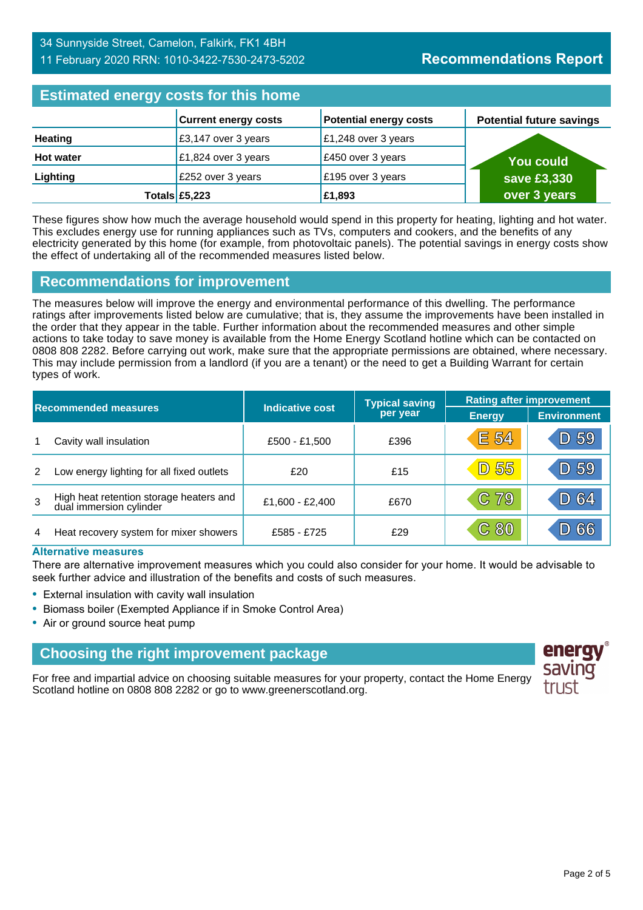34 Sunnyside Street, Camelon, Falkirk, FK1 4BH
11 February 2020 RRN: 1010-3422-7530-2473-5202

**Recommendations Report**

## Estimated energy costs for this home

| | Current energy costs | Potential energy costs | Potential future savings |
|---|---|---|---|
| **Heating** | £3,147 over 3 years | £1,248 over 3 years | **You could save £3,330 over 3 years** |
| **Hot water** | £1,824 over 3 years | £450 over 3 years | |
| **Lighting** | £252 over 3 years | £195 over 3 years | |
| **Totals** | **£5,223** | **£1,893** | |

These figures show how much the average household would spend in this property for heating, lighting and hot water. This excludes energy use for running appliances such as TVs, computers and cookers, and the benefits of any electricity generated by this home (for example, from photovoltaic panels). The potential savings in energy costs show the effect of undertaking all of the recommended measures listed below.

## Recommendations for improvement

The measures below will improve the energy and environmental performance of this dwelling. The performance ratings after improvements listed below are cumulative; that is, they assume the improvements have been installed in the order that they appear in the table. Further information about the recommended measures and other simple actions to take today to save money is available from the Home Energy Scotland hotline which can be contacted on 0808 808 2282. Before carrying out work, make sure that the appropriate permissions are obtained, where necessary. This may include permission from a landlord (if you are a tenant) or the need to get a Building Warrant for certain types of work.

| Recommended measures | | Indicative cost | Typical saving per year | Rating after improvement | |
|---|---|---|---|---|---|
| | | | | Energy | Environment |
| 1 | Cavity wall insulation | £500 - £1,500 | £396 | E 54 | D 59 |
| 2 | Low energy lighting for all fixed outlets | £20 | £15 | D 55 | D 59 |
| 3 | High heat retention storage heaters and dual immersion cylinder | £1,600 - £2,400 | £670 | C 79 | D 64 |
| 4 | Heat recovery system for mixer showers | £585 - £725 | £29 | C 80 | D 66 |

### Alternative measures

There are alternative improvement measures which you could also consider for your home. It would be advisable to seek further advice and illustration of the benefits and costs of such measures.

- External insulation with cavity wall insulation
- Biomass boiler (Exempted Appliance if in Smoke Control Area)
- Air or ground source heat pump

## Choosing the right improvement package

For free and impartial advice on choosing suitable measures for your property, contact the Home Energy Scotland hotline on 0808 808 2282 or go to www.greenerscotland.org.

energy saving trust®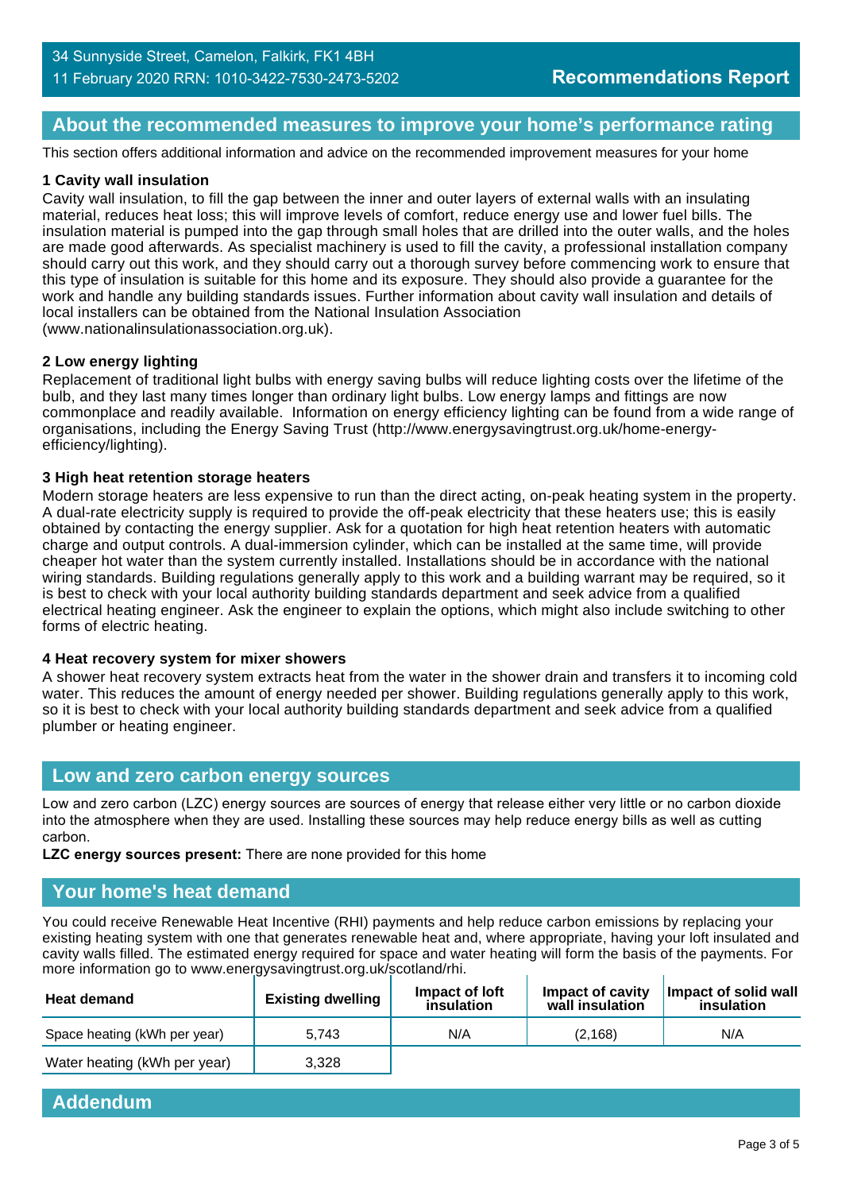## About the recommended measures to improve your home's performance rating

This section offers additional information and advice on the recommended improvement measures for your home

**1 Cavity wall insulation**

Cavity wall insulation, to fill the gap between the inner and outer layers of external walls with an insulating material, reduces heat loss; this will improve levels of comfort, reduce energy use and lower fuel bills. The insulation material is pumped into the gap through small holes that are drilled into the outer walls, and the holes are made good afterwards. As specialist machinery is used to fill the cavity, a professional installation company should carry out this work, and they should carry out a thorough survey before commencing work to ensure that this type of insulation is suitable for this home and its exposure. They should also provide a guarantee for the work and handle any building standards issues. Further information about cavity wall insulation and details of local installers can be obtained from the National Insulation Association (www.nationalinsulationassociation.org.uk).

**2 Low energy lighting**

Replacement of traditional light bulbs with energy saving bulbs will reduce lighting costs over the lifetime of the bulb, and they last many times longer than ordinary light bulbs. Low energy lamps and fittings are now commonplace and readily available. Information on energy efficiency lighting can be found from a wide range of organisations, including the Energy Saving Trust (http://www.energysavingtrust.org.uk/home-energy-efficiency/lighting).

**3 High heat retention storage heaters**

Modern storage heaters are less expensive to run than the direct acting, on-peak heating system in the property. A dual-rate electricity supply is required to provide the off-peak electricity that these heaters use; this is easily obtained by contacting the energy supplier. Ask for a quotation for high heat retention heaters with automatic charge and output controls. A dual-immersion cylinder, which can be installed at the same time, will provide cheaper hot water than the system currently installed. Installations should be in accordance with the national wiring standards. Building regulations generally apply to this work and a building warrant may be required, so it is best to check with your local authority building standards department and seek advice from a qualified electrical heating engineer. Ask the engineer to explain the options, which might also include switching to other forms of electric heating.

**4 Heat recovery system for mixer showers**

A shower heat recovery system extracts heat from the water in the shower drain and transfers it to incoming cold water. This reduces the amount of energy needed per shower. Building regulations generally apply to this work, so it is best to check with your local authority building standards department and seek advice from a qualified plumber or heating engineer.

## Low and zero carbon energy sources

Low and zero carbon (LZC) energy sources are sources of energy that release either very little or no carbon dioxide into the atmosphere when they are used. Installing these sources may help reduce energy bills as well as cutting carbon.

**LZC energy sources present:** There are none provided for this home

## Your home's heat demand

You could receive Renewable Heat Incentive (RHI) payments and help reduce carbon emissions by replacing your existing heating system with one that generates renewable heat and, where appropriate, having your loft insulated and cavity walls filled. The estimated energy required for space and water heating will form the basis of the payments. For more information go to www.energysavingtrust.org.uk/scotland/rhi.

| Heat demand | Existing dwelling | Impact of loft insulation | Impact of cavity wall insulation | Impact of solid wall insulation |
|---|---|---|---|---|
| Space heating (kWh per year) | 5,743 | N/A | (2,168) | N/A |
| Water heating (kWh per year) | 3,328 | | | |

## Addendum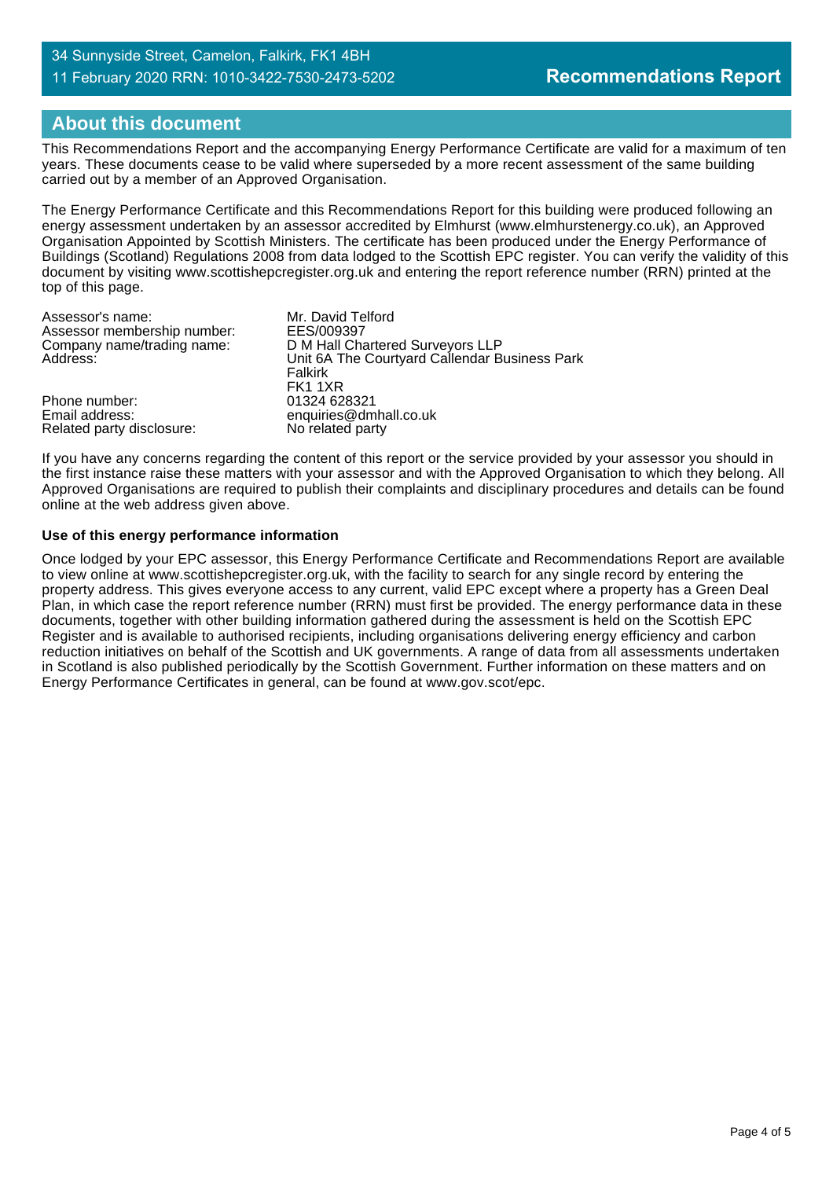## About this document

This Recommendations Report and the accompanying Energy Performance Certificate are valid for a maximum of ten years. These documents cease to be valid where superseded by a more recent assessment of the same building carried out by a member of an Approved Organisation.

The Energy Performance Certificate and this Recommendations Report for this building were produced following an energy assessment undertaken by an assessor accredited by Elmhurst (www.elmhurstenergy.co.uk), an Approved Organisation Appointed by Scottish Ministers. The certificate has been produced under the Energy Performance of Buildings (Scotland) Regulations 2008 from data lodged to the Scottish EPC register. You can verify the validity of this document by visiting www.scottishepcregister.org.uk and entering the report reference number (RRN) printed at the top of this page.

| | |
|---|---|
| Assessor's name: | Mr. David Telford |
| Assessor membership number: | EES/009397 |
| Company name/trading name: | D M Hall Chartered Surveyors LLP |
| Address: | Unit 6A The Courtyard Callendar Business Park<br>Falkirk<br>FK1 1XR |
| Phone number: | 01324 628321 |
| Email address: | enquiries@dmhall.co.uk |
| Related party disclosure: | No related party |

If you have any concerns regarding the content of this report or the service provided by your assessor you should in the first instance raise these matters with your assessor and with the Approved Organisation to which they belong. All Approved Organisations are required to publish their complaints and disciplinary procedures and details can be found online at the web address given above.

**Use of this energy performance information**

Once lodged by your EPC assessor, this Energy Performance Certificate and Recommendations Report are available to view online at www.scottishepcregister.org.uk, with the facility to search for any single record by entering the property address. This gives everyone access to any current, valid EPC except where a property has a Green Deal Plan, in which case the report reference number (RRN) must first be provided. The energy performance data in these documents, together with other building information gathered during the assessment is held on the Scottish EPC Register and is available to authorised recipients, including organisations delivering energy efficiency and carbon reduction initiatives on behalf of the Scottish and UK governments. A range of data from all assessments undertaken in Scotland is also published periodically by the Scottish Government. Further information on these matters and on Energy Performance Certificates in general, can be found at www.gov.scot/epc.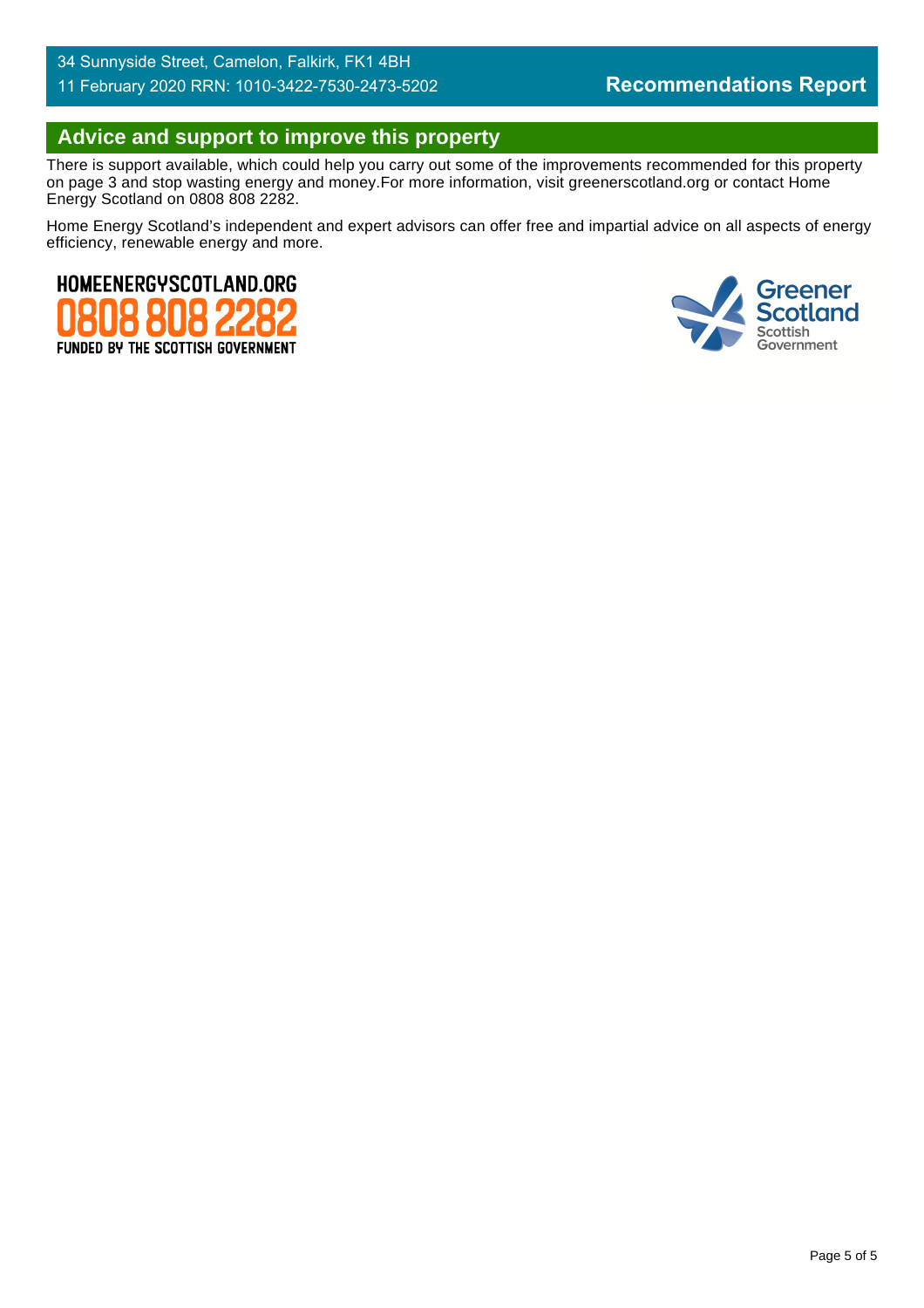## Advice and support to improve this property

There is support available, which could help you carry out some of the improvements recommended for this property on page 3 and stop wasting energy and money.For more information, visit greenerscotland.org or contact Home Energy Scotland on 0808 808 2282.

Home Energy Scotland's independent and expert advisors can offer free and impartial advice on all aspects of energy efficiency, renewable energy and more.

HOMEENERGYSCOTLAND.ORG
0808 808 2282
FUNDED BY THE SCOTTISH GOVERNMENT

Greener Scotland
Scottish Government